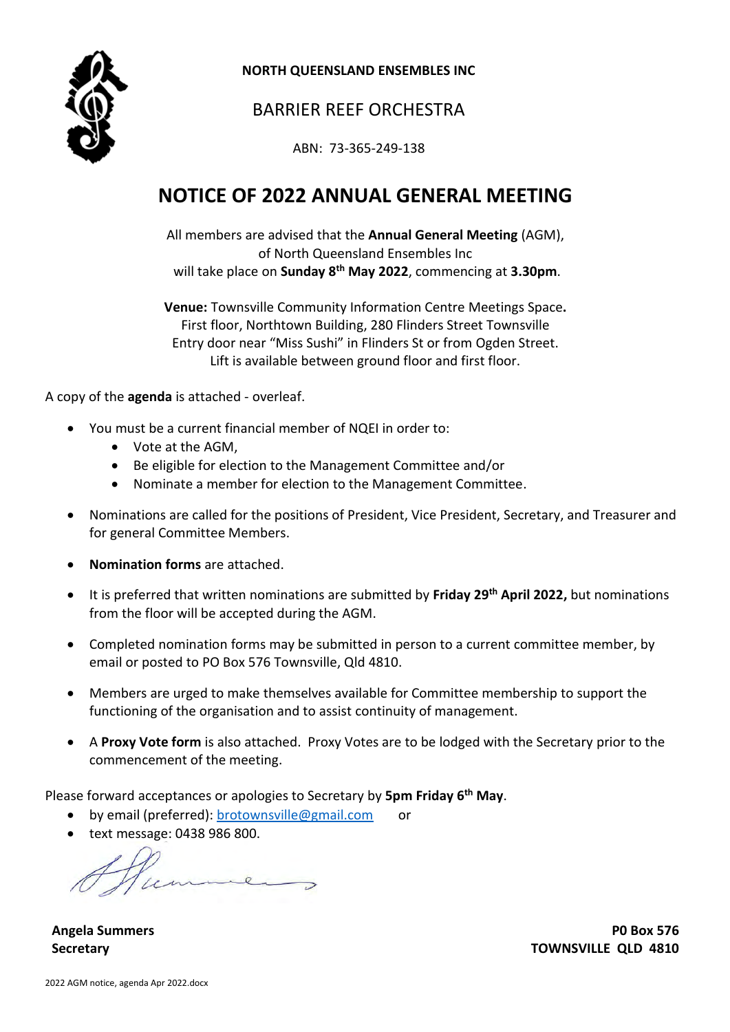**NORTH QUEENSLAND ENSEMBLES INC**

BARRIER REEF ORCHESTRA

ABN: 73-365-249-138

# NOTICE OF 2022 ANNUAL GENERAL MEETING

All members are advised that the **Annual General Meeting** (AGM), of North Queensland Ensembles Inc will take place on **Sunday 8th May 2022**, commencing at **3.30pm**.

**Venue:** Townsville Community Information Centre Meetings Space**.**
First floor, Northtown Building, 280 Flinders Street Townsville
Entry door near "Miss Sushi" in Flinders St or from Ogden Street.
Lift is available between ground floor and first floor.

A copy of the **agenda** is attached - overleaf.

- You must be a current financial member of NQEI in order to:
  - Vote at the AGM,
  - Be eligible for election to the Management Committee and/or
  - Nominate a member for election to the Management Committee.
- Nominations are called for the positions of President, Vice President, Secretary, and Treasurer and for general Committee Members.
- **Nomination forms** are attached.
- It is preferred that written nominations are submitted by **Friday 29th April 2022,** but nominations from the floor will be accepted during the AGM.
- Completed nomination forms may be submitted in person to a current committee member, by email or posted to PO Box 576 Townsville, Qld 4810.
- Members are urged to make themselves available for Committee membership to support the functioning of the organisation and to assist continuity of management.
- A **Proxy Vote form** is also attached. Proxy Votes are to be lodged with the Secretary prior to the commencement of the meeting.

Please forward acceptances or apologies to Secretary by **5pm Friday 6th May**.

- by email (preferred): brotownsville@gmail.com or
- text message: 0438 986 800.

**Angela Summers**
**Secretary**

**P0 Box 576**
**TOWNSVILLE QLD 4810**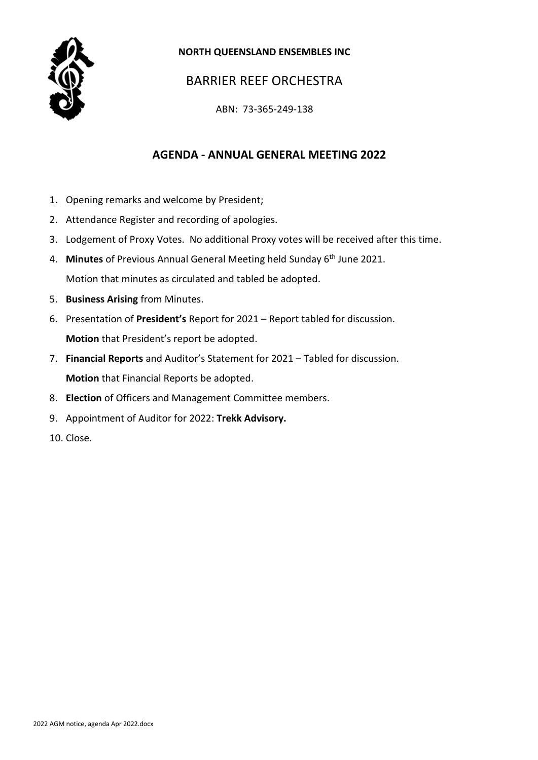**NORTH QUEENSLAND ENSEMBLES INC**

BARRIER REEF ORCHESTRA

ABN: 73-365-249-138

## AGENDA - ANNUAL GENERAL MEETING 2022

1. Opening remarks and welcome by President;
2. Attendance Register and recording of apologies.
3. Lodgement of Proxy Votes. No additional Proxy votes will be received after this time.
4. **Minutes** of Previous Annual General Meeting held Sunday 6th June 2021.

   Motion that minutes as circulated and tabled be adopted.
5. **Business Arising** from Minutes.
6. Presentation of **President's** Report for 2021 – Report tabled for discussion.

   **Motion** that President's report be adopted.
7. **Financial Reports** and Auditor's Statement for 2021 – Tabled for discussion.

   **Motion** that Financial Reports be adopted.
8. **Election** of Officers and Management Committee members.
9. Appointment of Auditor for 2022: **Trekk Advisory.**
10. Close.

2022 AGM notice, agenda Apr 2022.docx